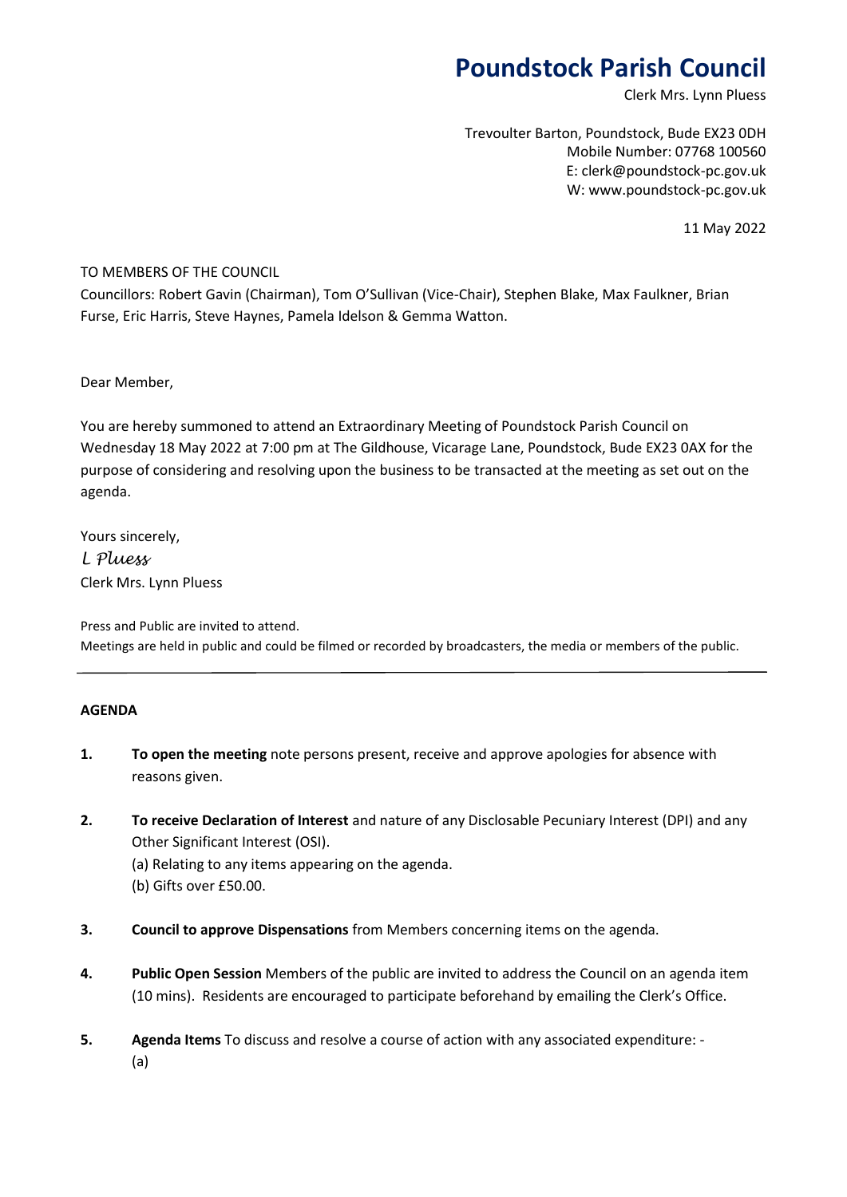# Poundstock Parish Council

Clerk Mrs. Lynn Pluess

Trevoulter Barton, Poundstock, Bude EX23 0DH
Mobile Number: 07768 100560
E: clerk@poundstock-pc.gov.uk
W: www.poundstock-pc.gov.uk

11 May 2022

TO MEMBERS OF THE COUNCIL
Councillors: Robert Gavin (Chairman), Tom O'Sullivan (Vice-Chair), Stephen Blake, Max Faulkner, Brian Furse, Eric Harris, Steve Haynes, Pamela Idelson & Gemma Watton.

Dear Member,

You are hereby summoned to attend an Extraordinary Meeting of Poundstock Parish Council on Wednesday 18 May 2022 at 7:00 pm at The Gildhouse, Vicarage Lane, Poundstock, Bude EX23 0AX for the purpose of considering and resolving upon the business to be transacted at the meeting as set out on the agenda.

Yours sincerely,
*L Pluess*
Clerk Mrs. Lynn Pluess

Press and Public are invited to attend.
Meetings are held in public and could be filmed or recorded by broadcasters, the media or members of the public.

---

**AGENDA**

1. **To open the meeting** note persons present, receive and approve apologies for absence with reasons given.

2. **To receive Declaration of Interest** and nature of any Disclosable Pecuniary Interest (DPI) and any Other Significant Interest (OSI).
   (a) Relating to any items appearing on the agenda.
   (b) Gifts over £50.00.

3. **Council to approve Dispensations** from Members concerning items on the agenda.

4. **Public Open Session** Members of the public are invited to address the Council on an agenda item (10 mins). Residents are encouraged to participate beforehand by emailing the Clerk's Office.

5. **Agenda Items** To discuss and resolve a course of action with any associated expenditure: -
   (a)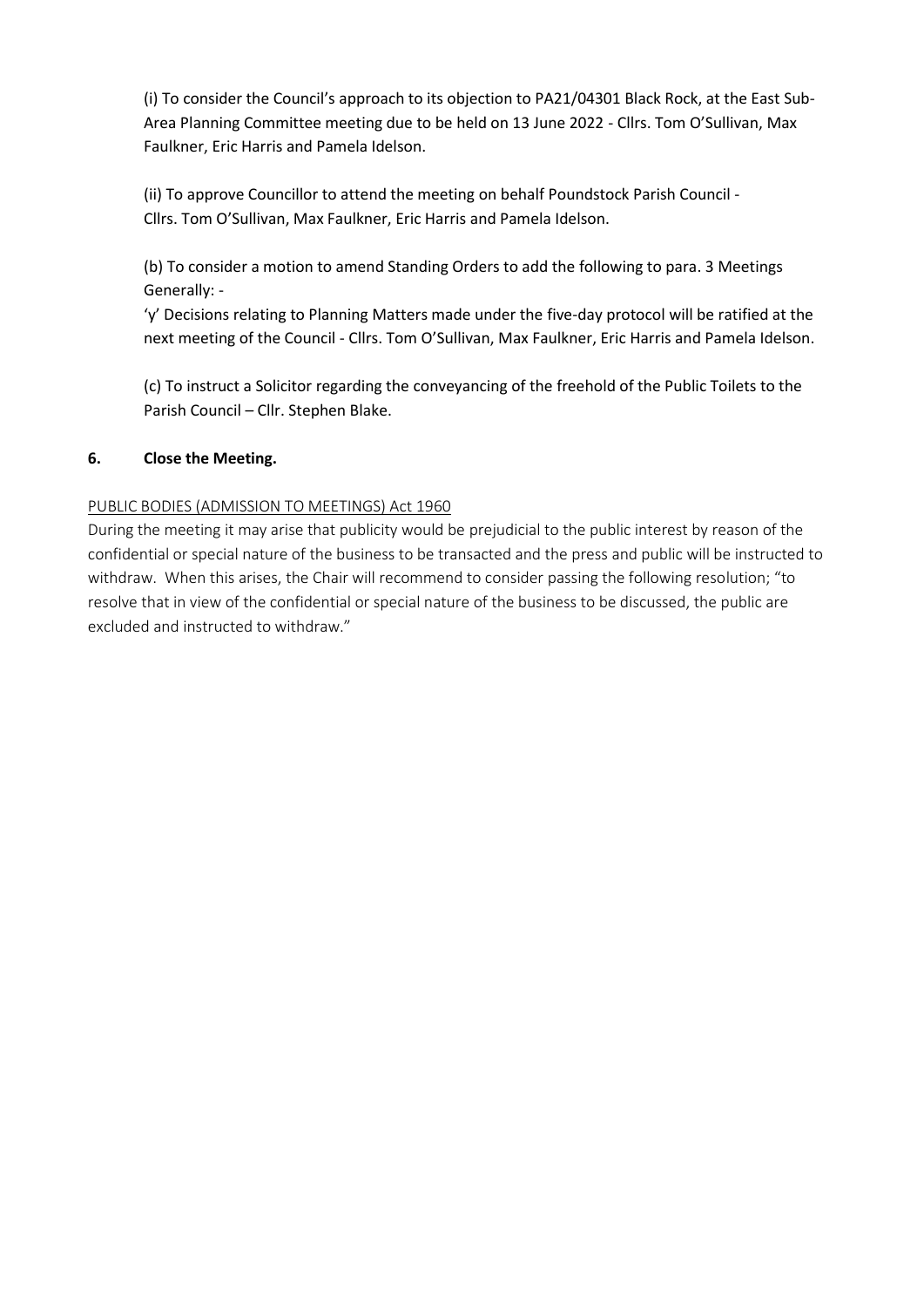(i) To consider the Council's approach to its objection to PA21/04301 Black Rock, at the East Sub-Area Planning Committee meeting due to be held on 13 June 2022 - Cllrs. Tom O'Sullivan, Max Faulkner, Eric Harris and Pamela Idelson.

(ii) To approve Councillor to attend the meeting on behalf Poundstock Parish Council - Cllrs. Tom O'Sullivan, Max Faulkner, Eric Harris and Pamela Idelson.

(b) To consider a motion to amend Standing Orders to add the following to para. 3 Meetings Generally: -
'y' Decisions relating to Planning Matters made under the five-day protocol will be ratified at the next meeting of the Council - Cllrs. Tom O'Sullivan, Max Faulkner, Eric Harris and Pamela Idelson.

(c) To instruct a Solicitor regarding the conveyancing of the freehold of the Public Toilets to the Parish Council – Cllr. Stephen Blake.

## 6. Close the Meeting.

PUBLIC BODIES (ADMISSION TO MEETINGS) Act 1960

During the meeting it may arise that publicity would be prejudicial to the public interest by reason of the confidential or special nature of the business to be transacted and the press and public will be instructed to withdraw. When this arises, the Chair will recommend to consider passing the following resolution; "to resolve that in view of the confidential or special nature of the business to be discussed, the public are excluded and instructed to withdraw."